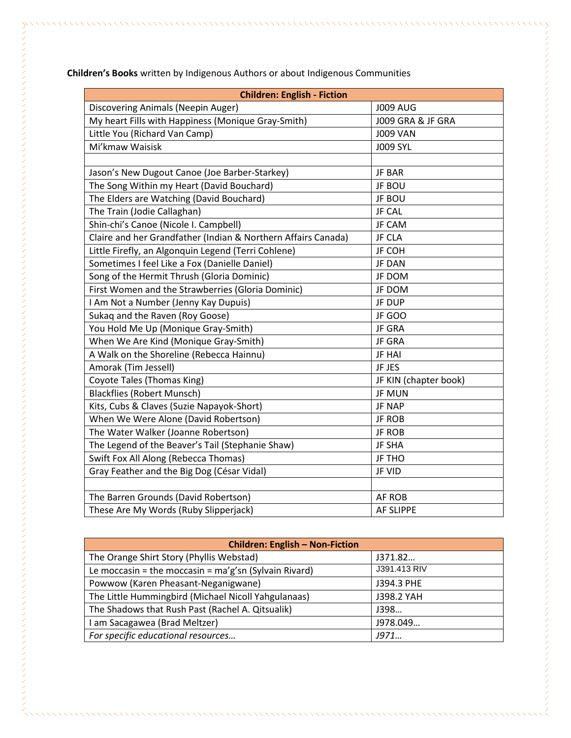**Children's Books** written by Indigenous Authors or about Indigenous Communities

| Children: English - Fiction | |
|---|---|
| Discovering Animals (Neepin Auger) | J009 AUG |
| My heart Fills with Happiness (Monique Gray-Smith) | J009 GRA & JF GRA |
| Little You (Richard Van Camp) | J009 VAN |
| Mi'kmaw Waisisk | J009 SYL |
| | |
| Jason's New Dugout Canoe (Joe Barber-Starkey) | JF BAR |
| The Song Within my Heart (David Bouchard) | JF BOU |
| The Elders are Watching (David Bouchard) | JF BOU |
| The Train (Jodie Callaghan) | JF CAL |
| Shin-chi's Canoe (Nicole I. Campbell) | JF CAM |
| Claire and her Grandfather (Indian & Northern Affairs Canada) | JF CLA |
| Little Firefly, an Algonquin Legend (Terri Cohlene) | JF COH |
| Sometimes I feel Like a Fox (Danielle Daniel) | JF DAN |
| Song of the Hermit Thrush (Gloria Dominic) | JF DOM |
| First Women and the Strawberries (Gloria Dominic) | JF DOM |
| I Am Not a Number (Jenny Kay Dupuis) | JF DUP |
| Sukaq and the Raven (Roy Goose) | JF GOO |
| You Hold Me Up (Monique Gray-Smith) | JF GRA |
| When We Are Kind (Monique Gray-Smith) | JF GRA |
| A Walk on the Shoreline (Rebecca Hainnu) | JF HAI |
| Amorak (Tim Jessell) | JF JES |
| Coyote Tales (Thomas King) | JF KIN (chapter book) |
| Blackflies (Robert Munsch) | JF MUN |
| Kits, Cubs & Claves (Suzie Napayok-Short) | JF NAP |
| When We Were Alone (David Robertson) | JF ROB |
| The Water Walker (Joanne Robertson) | JF ROB |
| The Legend of the Beaver's Tail (Stephanie Shaw) | JF SHA |
| Swift Fox All Along (Rebecca Thomas) | JF THO |
| Gray Feather and the Big Dog (César Vidal) | JF VID |
| | |
| The Barren Grounds (David Robertson) | AF ROB |
| These Are My Words (Ruby Slipperjack) | AF SLIPPE |

| Children: English – Non-Fiction | |
|---|---|
| The Orange Shirt Story (Phyllis Webstad) | J371.82… |
| Le moccasin = the moccasin = ma'g'sn (Sylvain Rivard) | J391.413 RIV |
| Powwow (Karen Pheasant-Neganigwane) | J394.3 PHE |
| The Little Hummingbird (Michael Nicoll Yahgulanaas) | J398.2 YAH |
| The Shadows that Rush Past (Rachel A. Qitsualik) | J398… |
| I am Sacagawea (Brad Meltzer) | J978.049… |
| *For specific educational resources…* | *J971…* |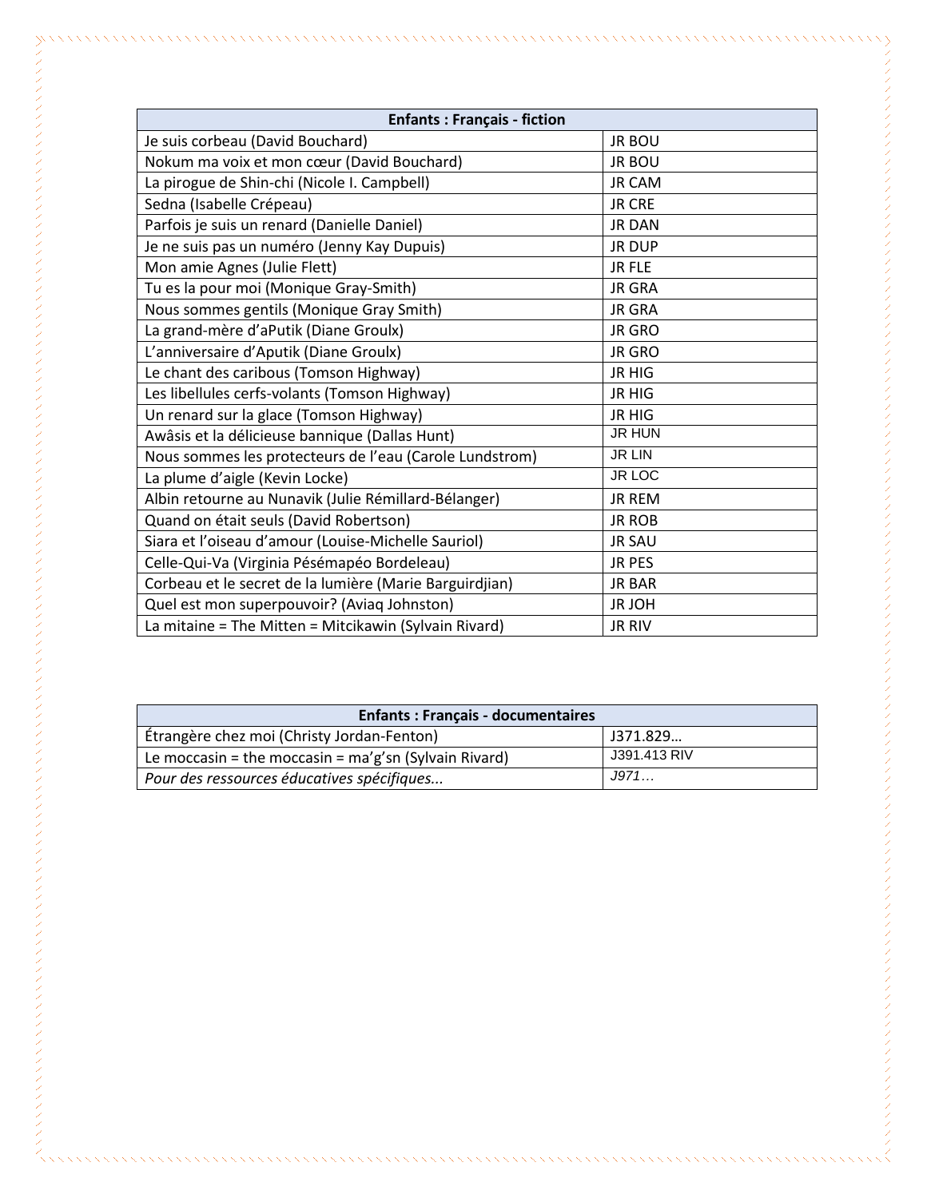| Enfants : Français - fiction | |
|---|---|
| Je suis corbeau (David Bouchard) | JR BOU |
| Nokum ma voix et mon cœur (David Bouchard) | JR BOU |
| La pirogue de Shin-chi (Nicole I. Campbell) | JR CAM |
| Sedna (Isabelle Crépeau) | JR CRE |
| Parfois je suis un renard (Danielle Daniel) | JR DAN |
| Je ne suis pas un numéro (Jenny Kay Dupuis) | JR DUP |
| Mon amie Agnes (Julie Flett) | JR FLE |
| Tu es la pour moi (Monique Gray-Smith) | JR GRA |
| Nous sommes gentils (Monique Gray Smith) | JR GRA |
| La grand-mère d'aPutik (Diane Groulx) | JR GRO |
| L'anniversaire d'Aputik (Diane Groulx) | JR GRO |
| Le chant des caribous (Tomson Highway) | JR HIG |
| Les libellules cerfs-volants (Tomson Highway) | JR HIG |
| Un renard sur la glace (Tomson Highway) | JR HIG |
| Awâsis et la délicieuse bannique (Dallas Hunt) | JR HUN |
| Nous sommes les protecteurs de l'eau (Carole Lundstrom) | JR LIN |
| La plume d'aigle (Kevin Locke) | JR LOC |
| Albin retourne au Nunavik (Julie Rémillard-Bélanger) | JR REM |
| Quand on était seuls (David Robertson) | JR ROB |
| Siara et l'oiseau d'amour (Louise-Michelle Sauriol) | JR SAU |
| Celle-Qui-Va (Virginia Pésémapéo Bordeleau) | JR PES |
| Corbeau et le secret de la lumière (Marie Barguirdjian) | JR BAR |
| Quel est mon superpouvoir? (Aviaq Johnston) | JR JOH |
| La mitaine = The Mitten = Mitcikawin (Sylvain Rivard) | JR RIV |

| Enfants : Français - documentaires | |
|---|---|
| Étrangère chez moi (Christy Jordan-Fenton) | J371.829… |
| Le moccasin = the moccasin = ma'g'sn (Sylvain Rivard) | J391.413 RIV |
| *Pour des ressources éducatives spécifiques...* | *J971…* |